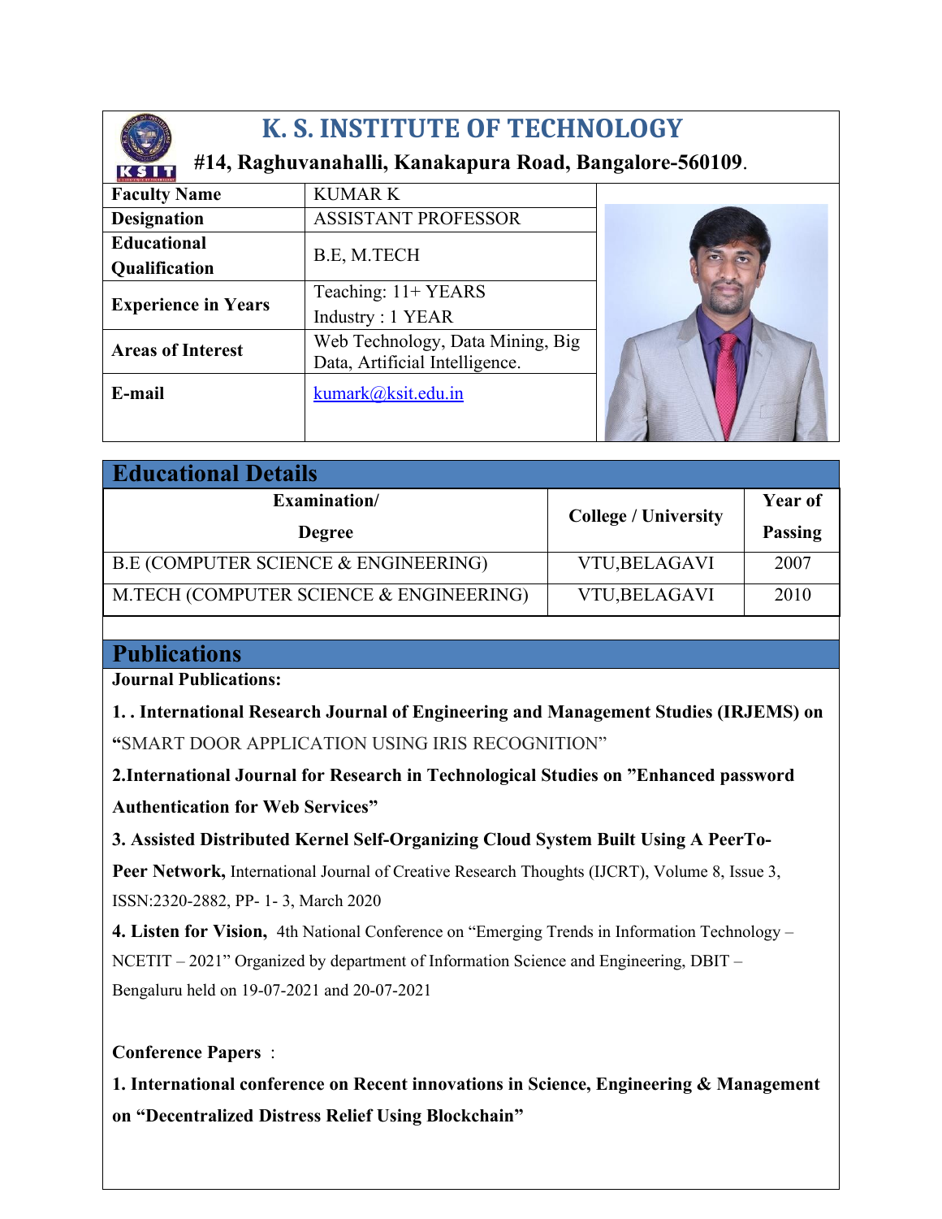# K. S. INSTITUTE OF TECHNOLOGY

**#14, Raghuvanahalli, Kanakapura Road, Bangalore-560109.**

| **Faculty Name** | KUMAR K |
|---|---|
| **Designation** | ASSISTANT PROFESSOR |
| **Educational Qualification** | B.E, M.TECH |
| **Experience in Years** | Teaching: 11+ YEARS<br>Industry : 1 YEAR |
| **Areas of Interest** | Web Technology, Data Mining, Big Data, Artificial Intelligence. |
| **E-mail** | kumark@ksit.edu.in |

## Educational Details

| Examination/ Degree | College / University | Year of Passing |
|---|---|---|
| B.E (COMPUTER SCIENCE & ENGINEERING) | VTU,BELAGAVI | 2007 |
| M.TECH (COMPUTER SCIENCE & ENGINEERING) | VTU,BELAGAVI | 2010 |

## Publications

**Journal Publications:**

**1. . International Research Journal of Engineering and Management Studies (IRJEMS) on** "SMART DOOR APPLICATION USING IRIS RECOGNITION"

**2.International Journal for Research in Technological Studies on "Enhanced password Authentication for Web Services"**

**3. Assisted Distributed Kernel Self-Organizing Cloud System Built Using A PeerTo-Peer Network,** International Journal of Creative Research Thoughts (IJCRT), Volume 8, Issue 3, ISSN:2320-2882, PP- 1- 3, March 2020

**4. Listen for Vision,** 4th National Conference on "Emerging Trends in Information Technology – NCETIT – 2021" Organized by department of Information Science and Engineering, DBIT – Bengaluru held on 19-07-2021 and 20-07-2021

**Conference Papers** :

**1. International conference on Recent innovations in Science, Engineering & Management on "Decentralized Distress Relief Using Blockchain"**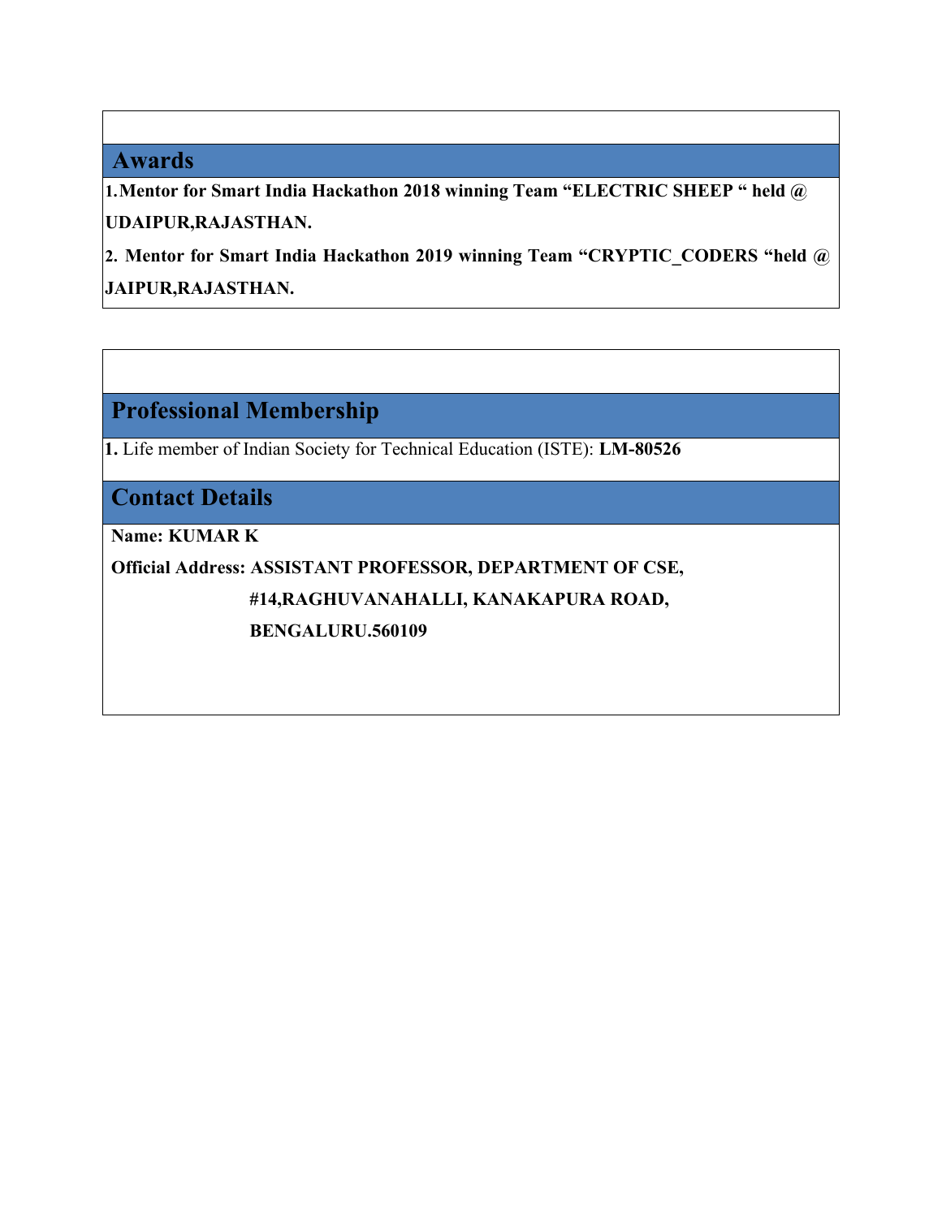## Awards

**1. Mentor for Smart India Hackathon 2018 winning Team "ELECTRIC SHEEP " held @ UDAIPUR,RAJASTHAN.**

**2. Mentor for Smart India Hackathon 2019 winning Team "CRYPTIC_CODERS "held @ JAIPUR,RAJASTHAN.**

## Professional Membership

**1.** Life member of Indian Society for Technical Education (ISTE): **LM-80526**

## Contact Details

**Name: KUMAR K**

**Official Address: ASSISTANT PROFESSOR, DEPARTMENT OF CSE,**
**#14,RAGHUVANAHALLI, KANAKAPURA ROAD,**
**BENGALURU.560109**